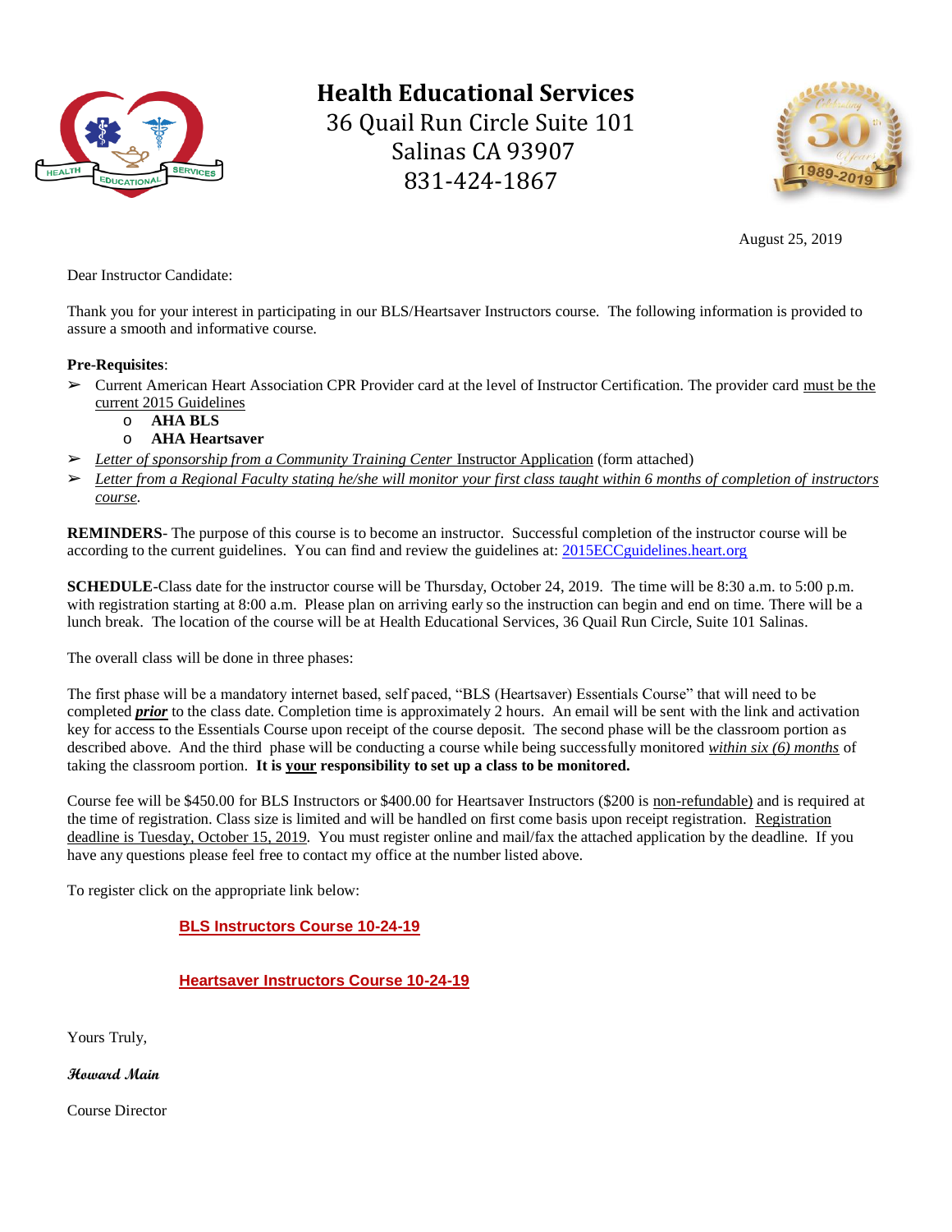# Health Educational Services

36 Quail Run Circle Suite 101
Salinas CA 93907
831-424-1867

August 25, 2019

Dear Instructor Candidate:

Thank you for your interest in participating in our BLS/Heartsaver Instructors course. The following information is provided to assure a smooth and informative course.

**Pre-Requisites**:

- Current American Heart Association CPR Provider card at the level of Instructor Certification. The provider card must be the current 2015 Guidelines
  - **AHA BLS**
  - **AHA Heartsaver**
- *Letter of sponsorship from a Community Training Center* Instructor Application (form attached)
- *Letter from a Regional Faculty stating he/she will monitor your first class taught within 6 months of completion of instructors course.*

**REMINDERS**- The purpose of this course is to become an instructor. Successful completion of the instructor course will be according to the current guidelines. You can find and review the guidelines at: 2015ECCguidelines.heart.org

**SCHEDULE**-Class date for the instructor course will be Thursday, October 24, 2019. The time will be 8:30 a.m. to 5:00 p.m. with registration starting at 8:00 a.m. Please plan on arriving early so the instruction can begin and end on time. There will be a lunch break. The location of the course will be at Health Educational Services, 36 Quail Run Circle, Suite 101 Salinas.

The overall class will be done in three phases:

The first phase will be a mandatory internet based, self paced, "BLS (Heartsaver) Essentials Course" that will need to be completed ***prior*** to the class date. Completion time is approximately 2 hours. An email will be sent with the link and activation key for access to the Essentials Course upon receipt of the course deposit. The second phase will be the classroom portion as described above. And the third phase will be conducting a course while being successfully monitored *within six (6) months* of taking the classroom portion. **It is your responsibility to set up a class to be monitored.**

Course fee will be $450.00 for BLS Instructors or $400.00 for Heartsaver Instructors ($200 is non-refundable) and is required at the time of registration. Class size is limited and will be handled on first come basis upon receipt registration. Registration deadline is Tuesday, October 15, 2019. You must register online and mail/fax the attached application by the deadline. If you have any questions please feel free to contact my office at the number listed above.

To register click on the appropriate link below:

**BLS Instructors Course 10-24-19**

**Heartsaver Instructors Course 10-24-19**

Yours Truly,

***Howard Main***

Course Director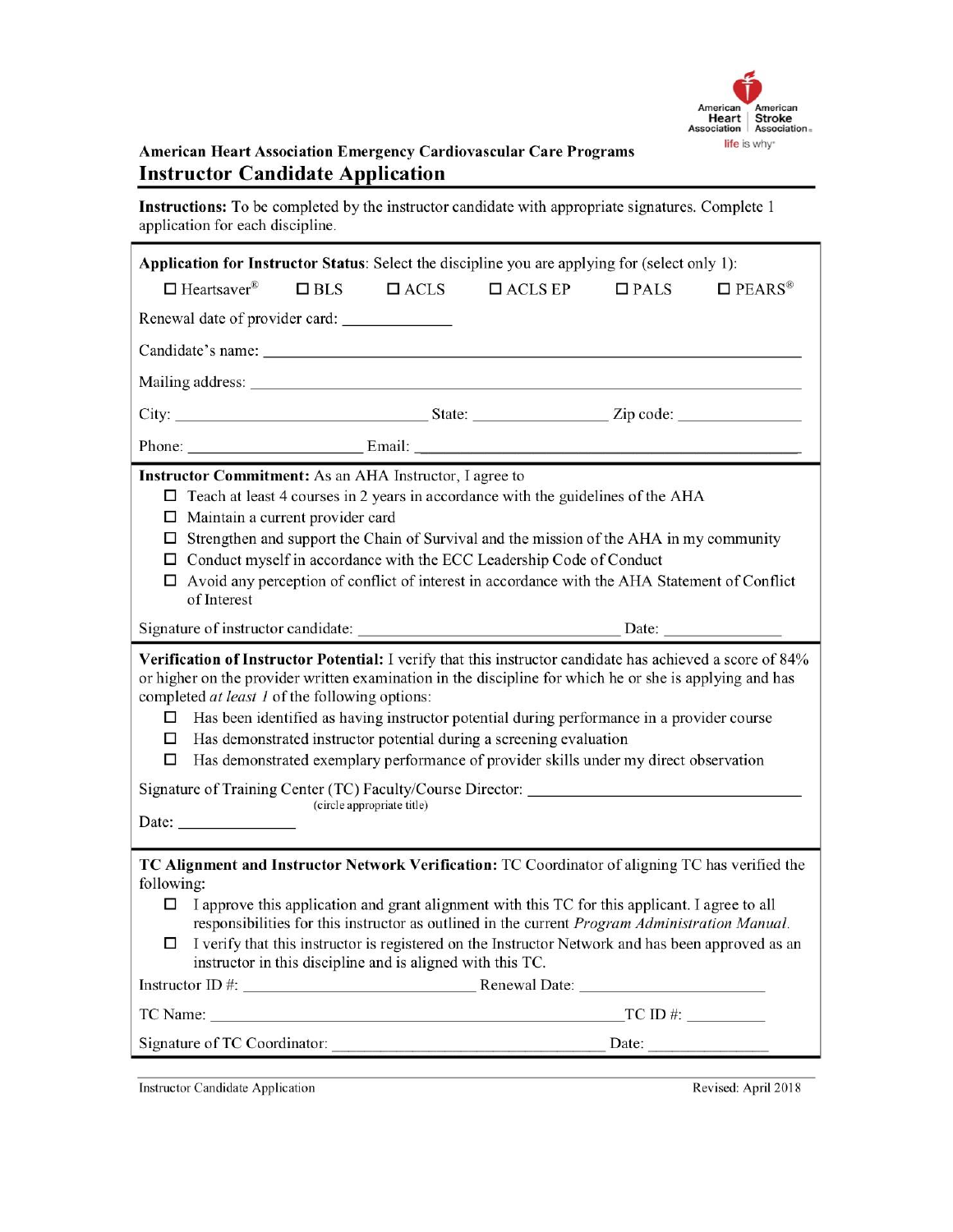American Heart Association Emergency Cardiovascular Care Programs

# Instructor Candidate Application

**Instructions:** To be completed by the instructor candidate with appropriate signatures. Complete 1 application for each discipline.

**Application for Instructor Status**: Select the discipline you are applying for (select only 1):

☐ Heartsaver® ☐ BLS ☐ ACLS ☐ ACLS EP ☐ PALS ☐ PEARS®

Renewal date of provider card: ____________

Candidate's name: ____________________________________________

Mailing address: ____________________________________________

City: ____________________ State: ______________ Zip code: ______________

Phone: ____________________ Email: ____________________________________

**Instructor Commitment:** As an AHA Instructor, I agree to

- ☐ Teach at least 4 courses in 2 years in accordance with the guidelines of the AHA
- ☐ Maintain a current provider card
- ☐ Strengthen and support the Chain of Survival and the mission of the AHA in my community
- ☐ Conduct myself in accordance with the ECC Leadership Code of Conduct
- ☐ Avoid any perception of conflict of interest in accordance with the AHA Statement of Conflict of Interest

Signature of instructor candidate: ______________________________ Date: ______________

**Verification of Instructor Potential:** I verify that this instructor candidate has achieved a score of 84% or higher on the provider written examination in the discipline for which he or she is applying and has completed *at least 1* of the following options:

- ☐ Has been identified as having instructor potential during performance in a provider course
- ☐ Has demonstrated instructor potential during a screening evaluation
- ☐ Has demonstrated exemplary performance of provider skills under my direct observation

Signature of Training Center (TC) Faculty/Course Director: ______________________________
(circle appropriate title)

Date: ______________

**TC Alignment and Instructor Network Verification:** TC Coordinator of aligning TC has verified the following:

- ☐ I approve this application and grant alignment with this TC for this applicant. I agree to all responsibilities for this instructor as outlined in the current *Program Administration Manual*.
- ☐ I verify that this instructor is registered on the Instructor Network and has been approved as an instructor in this discipline and is aligned with this TC.

Instructor ID #: ____________________________ Renewal Date: ______________________

TC Name: __________________________________________________ TC ID #: __________

Signature of TC Coordinator: ______________________________ Date: ______________

Instructor Candidate Application Revised: April 2018